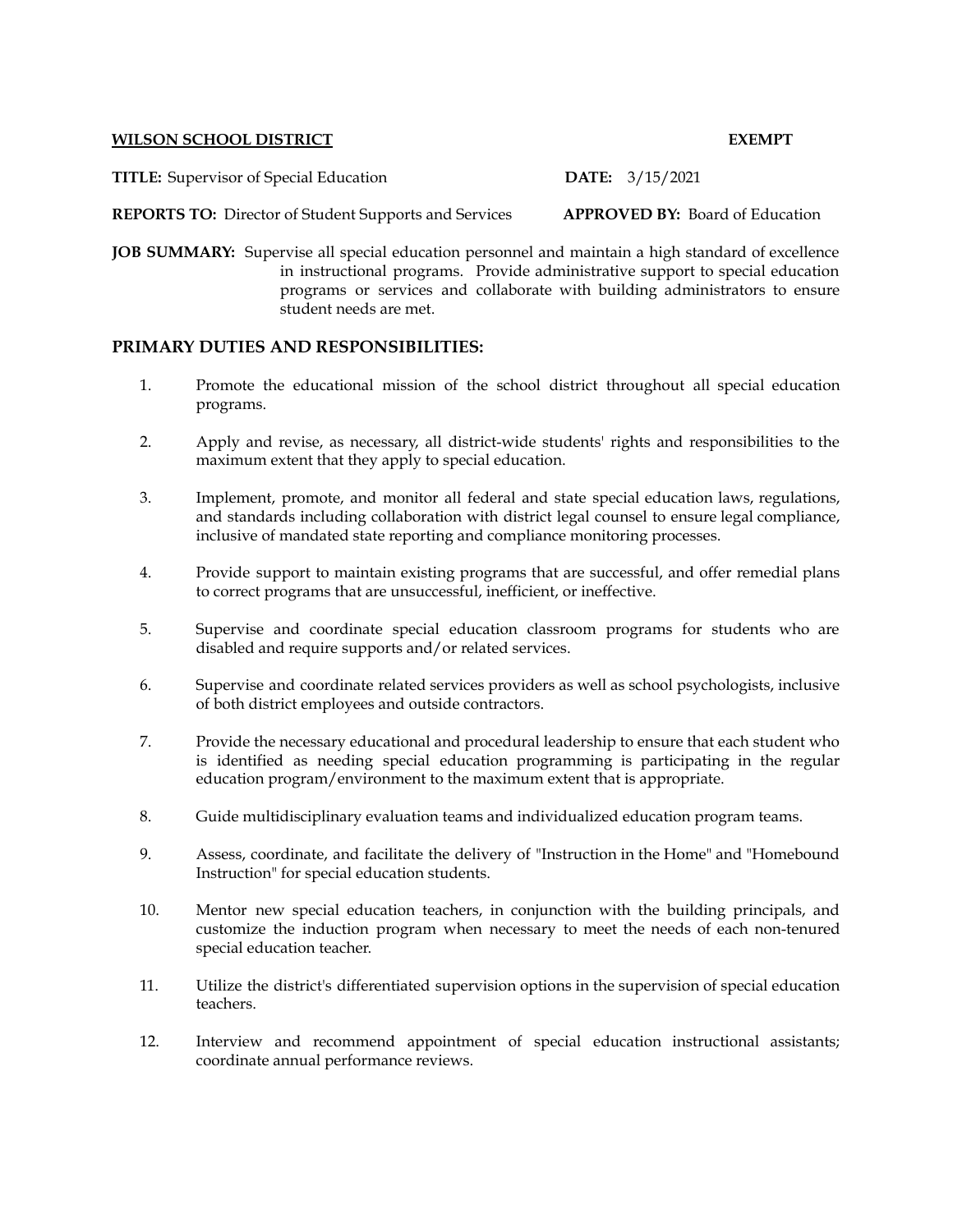**WILSON SCHOOL DISTRICT** **EXEMPT**

**TITLE:** Supervisor of Special Education **DATE:** 3/15/2021

**REPORTS TO:** Director of Student Supports and Services **APPROVED BY:** Board of Education

**JOB SUMMARY:** Supervise all special education personnel and maintain a high standard of excellence in instructional programs. Provide administrative support to special education programs or services and collaborate with building administrators to ensure student needs are met.

## PRIMARY DUTIES AND RESPONSIBILITIES:

1. Promote the educational mission of the school district throughout all special education programs.

2. Apply and revise, as necessary, all district-wide students' rights and responsibilities to the maximum extent that they apply to special education.

3. Implement, promote, and monitor all federal and state special education laws, regulations, and standards including collaboration with district legal counsel to ensure legal compliance, inclusive of mandated state reporting and compliance monitoring processes.

4. Provide support to maintain existing programs that are successful, and offer remedial plans to correct programs that are unsuccessful, inefficient, or ineffective.

5. Supervise and coordinate special education classroom programs for students who are disabled and require supports and/or related services.

6. Supervise and coordinate related services providers as well as school psychologists, inclusive of both district employees and outside contractors.

7. Provide the necessary educational and procedural leadership to ensure that each student who is identified as needing special education programming is participating in the regular education program/environment to the maximum extent that is appropriate.

8. Guide multidisciplinary evaluation teams and individualized education program teams.

9. Assess, coordinate, and facilitate the delivery of "Instruction in the Home" and "Homebound Instruction" for special education students.

10. Mentor new special education teachers, in conjunction with the building principals, and customize the induction program when necessary to meet the needs of each non-tenured special education teacher.

11. Utilize the district's differentiated supervision options in the supervision of special education teachers.

12. Interview and recommend appointment of special education instructional assistants; coordinate annual performance reviews.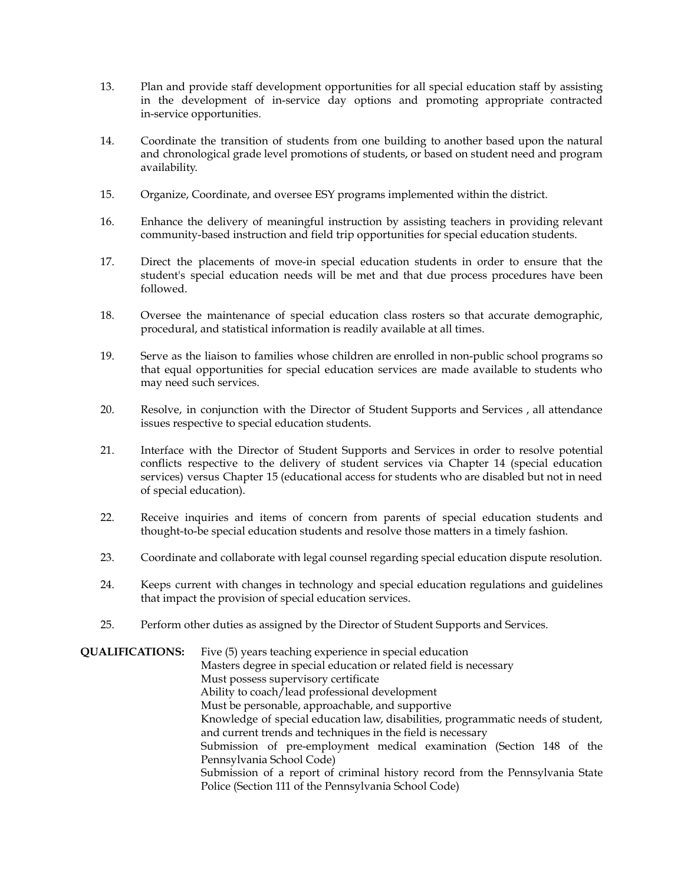13. Plan and provide staff development opportunities for all special education staff by assisting in the development of in-service day options and promoting appropriate contracted in-service opportunities.

14. Coordinate the transition of students from one building to another based upon the natural and chronological grade level promotions of students, or based on student need and program availability.

15. Organize, Coordinate, and oversee ESY programs implemented within the district.

16. Enhance the delivery of meaningful instruction by assisting teachers in providing relevant community-based instruction and field trip opportunities for special education students.

17. Direct the placements of move-in special education students in order to ensure that the student's special education needs will be met and that due process procedures have been followed.

18. Oversee the maintenance of special education class rosters so that accurate demographic, procedural, and statistical information is readily available at all times.

19. Serve as the liaison to families whose children are enrolled in non-public school programs so that equal opportunities for special education services are made available to students who may need such services.

20. Resolve, in conjunction with the Director of Student Supports and Services , all attendance issues respective to special education students.

21. Interface with the Director of Student Supports and Services in order to resolve potential conflicts respective to the delivery of student services via Chapter 14 (special education services) versus Chapter 15 (educational access for students who are disabled but not in need of special education).

22. Receive inquiries and items of concern from parents of special education students and thought-to-be special education students and resolve those matters in a timely fashion.

23. Coordinate and collaborate with legal counsel regarding special education dispute resolution.

24. Keeps current with changes in technology and special education regulations and guidelines that impact the provision of special education services.

25. Perform other duties as assigned by the Director of Student Supports and Services.

**QUALIFICATIONS:**

Five (5) years teaching experience in special education
Masters degree in special education or related field is necessary
Must possess supervisory certificate
Ability to coach/lead professional development
Must be personable, approachable, and supportive
Knowledge of special education law, disabilities, programmatic needs of student, and current trends and techniques in the field is necessary
Submission of pre-employment medical examination (Section 148 of the Pennsylvania School Code)
Submission of a report of criminal history record from the Pennsylvania State Police (Section 111 of the Pennsylvania School Code)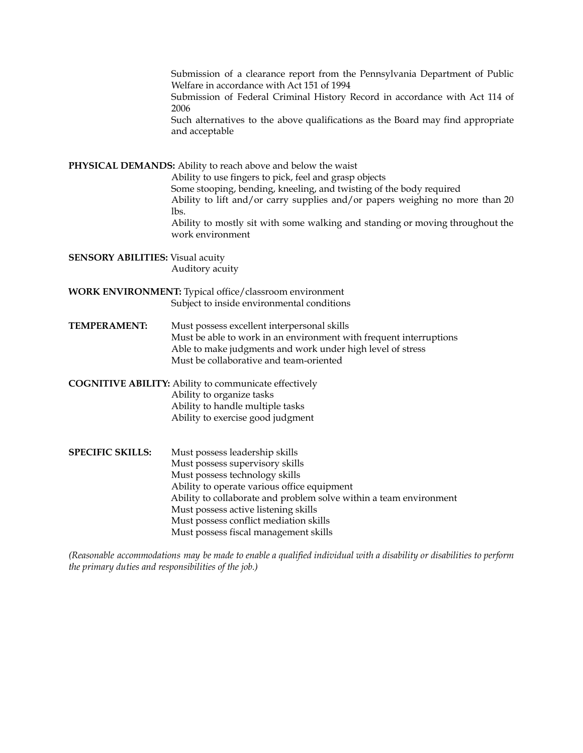Submission of a clearance report from the Pennsylvania Department of Public Welfare in accordance with Act 151 of 1994
Submission of Federal Criminal History Record in accordance with Act 114 of 2006
Such alternatives to the above qualifications as the Board may find appropriate and acceptable

**PHYSICAL DEMANDS:** Ability to reach above and below the waist
Ability to use fingers to pick, feel and grasp objects
Some stooping, bending, kneeling, and twisting of the body required
Ability to lift and/or carry supplies and/or papers weighing no more than 20 lbs.
Ability to mostly sit with some walking and standing or moving throughout the work environment

**SENSORY ABILITIES:** Visual acuity
Auditory acuity

**WORK ENVIRONMENT:** Typical office/classroom environment
Subject to inside environmental conditions

**TEMPERAMENT:** Must possess excellent interpersonal skills
Must be able to work in an environment with frequent interruptions
Able to make judgments and work under high level of stress
Must be collaborative and team-oriented

**COGNITIVE ABILITY:** Ability to communicate effectively
Ability to organize tasks
Ability to handle multiple tasks
Ability to exercise good judgment

**SPECIFIC SKILLS:** Must possess leadership skills
Must possess supervisory skills
Must possess technology skills
Ability to operate various office equipment
Ability to collaborate and problem solve within a team environment
Must possess active listening skills
Must possess conflict mediation skills
Must possess fiscal management skills

*(Reasonable accommodations may be made to enable a qualified individual with a disability or disabilities to perform the primary duties and responsibilities of the job.)*